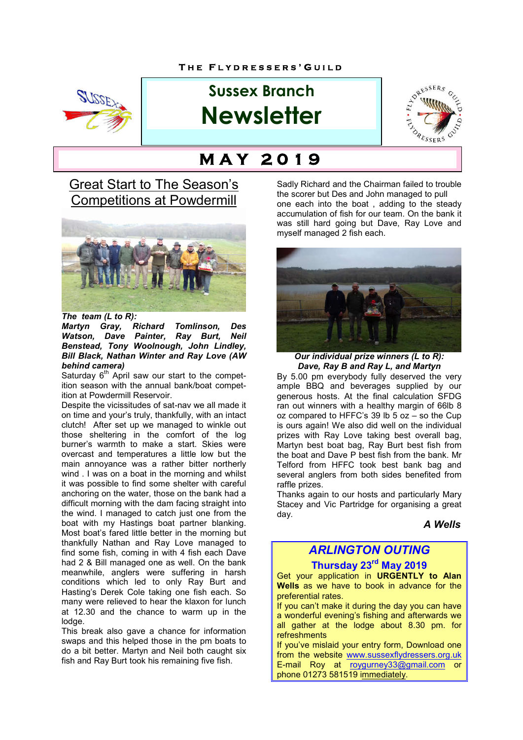THE FLYDRESSERS' GUILD

# Sussex Branch Newsletter

## MAY 2019

## Great Start to The Season's Competitions at Powdermill

***The team (L to R):***
***Martyn Gray, Richard Tomlinson, Des Watson, Dave Painter, Ray Burt, Neil Benstead, Tony Woolnough, John Lindley, Bill Black, Nathan Winter and Ray Love (AW behind camera)***

Saturday 6th April saw our start to the competition season with the annual bank/boat competition at Powdermill Reservoir.

Despite the vicissitudes of sat-nav we all made it on time and your's truly, thankfully, with an intact clutch! After set up we managed to winkle out those sheltering in the comfort of the log burner's warmth to make a start. Skies were overcast and temperatures a little low but the main annoyance was a rather bitter northerly wind . I was on a boat in the morning and whilst it was possible to find some shelter with careful anchoring on the water, those on the bank had a difficult morning with the dam facing straight into the wind. I managed to catch just one from the boat with my Hastings boat partner blanking. Most boat's fared little better in the morning but thankfully Nathan and Ray Love managed to find some fish, coming in with 4 fish each Dave had 2 & Bill managed one as well. On the bank meanwhile, anglers were suffering in harsh conditions which led to only Ray Burt and Hasting's Derek Cole taking one fish each. So many were relieved to hear the klaxon for lunch at 12.30 and the chance to warm up in the lodge.

This break also gave a chance for information swaps and this helped those in the pm boats to do a bit better. Martyn and Neil both caught six fish and Ray Burt took his remaining five fish.

Sadly Richard and the Chairman failed to trouble the scorer but Des and John managed to pull one each into the boat , adding to the steady accumulation of fish for our team. On the bank it was still hard going but Dave, Ray Love and myself managed 2 fish each.

***Our individual prize winners (L to R): Dave, Ray B and Ray L, and Martyn***

By 5.00 pm everybody fully deserved the very ample BBQ and beverages supplied by our generous hosts. At the final calculation SFDG ran out winners with a healthy margin of 66lb 8 oz compared to HFFC's 39 lb 5 oz – so the Cup is ours again! We also did well on the individual prizes with Ray Love taking best overall bag, Martyn best boat bag, Ray Burt best fish from the boat and Dave P best fish from the bank. Mr Telford from HFFC took best bank bag and several anglers from both sides benefited from raffle prizes.

Thanks again to our hosts and particularly Mary Stacey and Vic Partridge for organising a great day.

***A Wells***

## *ARLINGTON OUTING*

### Thursday 23rd May 2019

Get your application in **URGENTLY to Alan Wells** as we have to book in advance for the preferential rates.

If you can't make it during the day you can have a wonderful evening's fishing and afterwards we all gather at the lodge about 8.30 pm. for refreshments

If you've mislaid your entry form, Download one from the website www.sussexflydressers.org.uk E-mail Roy at roygurney33@gmail.com or phone 01273 581519 immediately.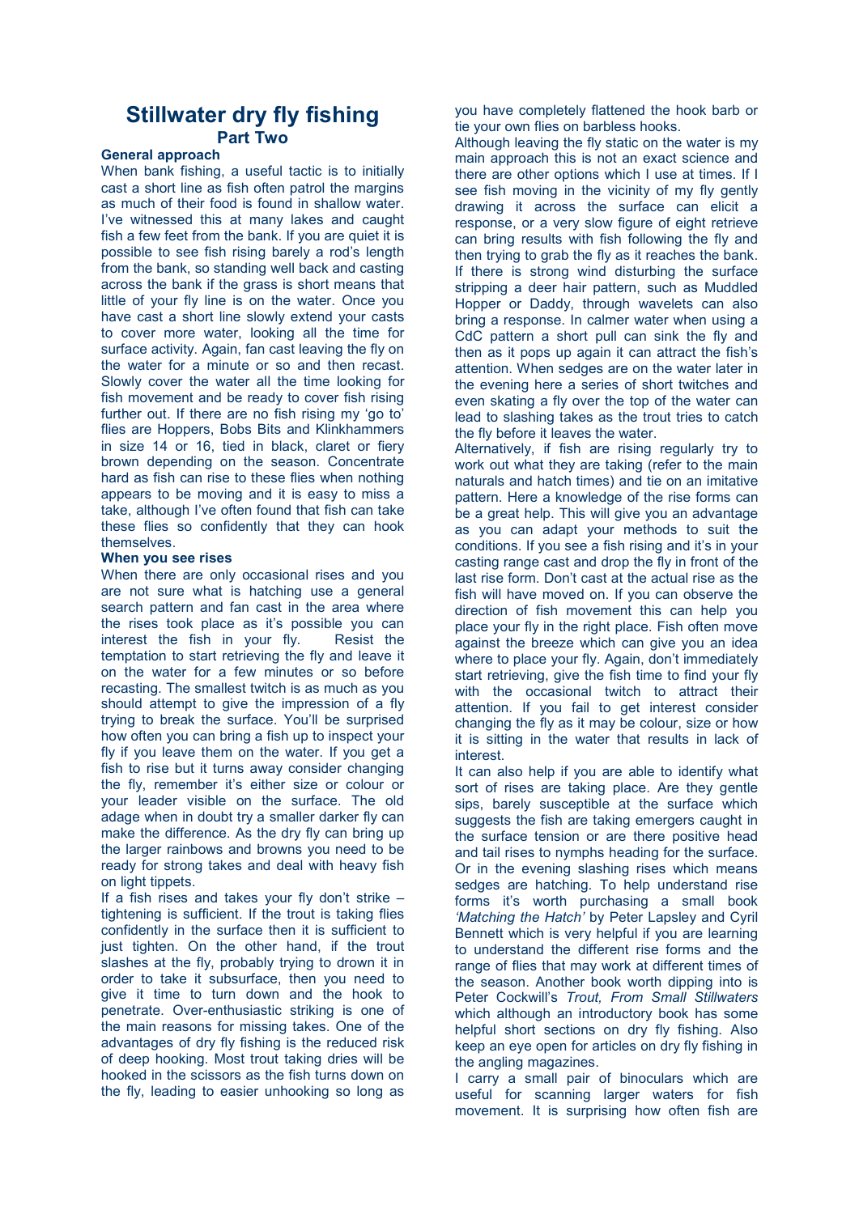# Stillwater dry fly fishing

## Part Two

### General approach

When bank fishing, a useful tactic is to initially cast a short line as fish often patrol the margins as much of their food is found in shallow water. I've witnessed this at many lakes and caught fish a few feet from the bank. If you are quiet it is possible to see fish rising barely a rod's length from the bank, so standing well back and casting across the bank if the grass is short means that little of your fly line is on the water. Once you have cast a short line slowly extend your casts to cover more water, looking all the time for surface activity. Again, fan cast leaving the fly on the water for a minute or so and then recast. Slowly cover the water all the time looking for fish movement and be ready to cover fish rising further out. If there are no fish rising my 'go to' flies are Hoppers, Bobs Bits and Klinkhammers in size 14 or 16, tied in black, claret or fiery brown depending on the season. Concentrate hard as fish can rise to these flies when nothing appears to be moving and it is easy to miss a take, although I've often found that fish can take these flies so confidently that they can hook themselves.

### When you see rises

When there are only occasional rises and you are not sure what is hatching use a general search pattern and fan cast in the area where the rises took place as it's possible you can interest the fish in your fly. Resist the temptation to start retrieving the fly and leave it on the water for a few minutes or so before recasting. The smallest twitch is as much as you should attempt to give the impression of a fly trying to break the surface. You'll be surprised how often you can bring a fish up to inspect your fly if you leave them on the water. If you get a fish to rise but it turns away consider changing the fly, remember it's either size or colour or your leader visible on the surface. The old adage when in doubt try a smaller darker fly can make the difference. As the dry fly can bring up the larger rainbows and browns you need to be ready for strong takes and deal with heavy fish on light tippets.

If a fish rises and takes your fly don't strike – tightening is sufficient. If the trout is taking flies confidently in the surface then it is sufficient to just tighten. On the other hand, if the trout slashes at the fly, probably trying to drown it in order to take it subsurface, then you need to give it time to turn down and the hook to penetrate. Over-enthusiastic striking is one of the main reasons for missing takes. One of the advantages of dry fly fishing is the reduced risk of deep hooking. Most trout taking dries will be hooked in the scissors as the fish turns down on the fly, leading to easier unhooking so long as you have completely flattened the hook barb or tie your own flies on barbless hooks.

Although leaving the fly static on the water is my main approach this is not an exact science and there are other options which I use at times. If I see fish moving in the vicinity of my fly gently drawing it across the surface can elicit a response, or a very slow figure of eight retrieve can bring results with fish following the fly and then trying to grab the fly as it reaches the bank. If there is strong wind disturbing the surface stripping a deer hair pattern, such as Muddled Hopper or Daddy, through wavelets can also bring a response. In calmer water when using a CdC pattern a short pull can sink the fly and then as it pops up again it can attract the fish's attention. When sedges are on the water later in the evening here a series of short twitches and even skating a fly over the top of the water can lead to slashing takes as the trout tries to catch the fly before it leaves the water.

Alternatively, if fish are rising regularly try to work out what they are taking (refer to the main naturals and hatch times) and tie on an imitative pattern. Here a knowledge of the rise forms can be a great help. This will give you an advantage as you can adapt your methods to suit the conditions. If you see a fish rising and it's in your casting range cast and drop the fly in front of the last rise form. Don't cast at the actual rise as the fish will have moved on. If you can observe the direction of fish movement this can help you place your fly in the right place. Fish often move against the breeze which can give you an idea where to place your fly. Again, don't immediately start retrieving, give the fish time to find your fly with the occasional twitch to attract their attention. If you fail to get interest consider changing the fly as it may be colour, size or how it is sitting in the water that results in lack of interest.

It can also help if you are able to identify what sort of rises are taking place. Are they gentle sips, barely susceptible at the surface which suggests the fish are taking emergers caught in the surface tension or are there positive head and tail rises to nymphs heading for the surface. Or in the evening slashing rises which means sedges are hatching. To help understand rise forms it's worth purchasing a small book *'Matching the Hatch'* by Peter Lapsley and Cyril Bennett which is very helpful if you are learning to understand the different rise forms and the range of flies that may work at different times of the season. Another book worth dipping into is Peter Cockwill's *Trout, From Small Stillwaters* which although an introductory book has some helpful short sections on dry fly fishing. Also keep an eye open for articles on dry fly fishing in the angling magazines.

I carry a small pair of binoculars which are useful for scanning larger waters for fish movement. It is surprising how often fish are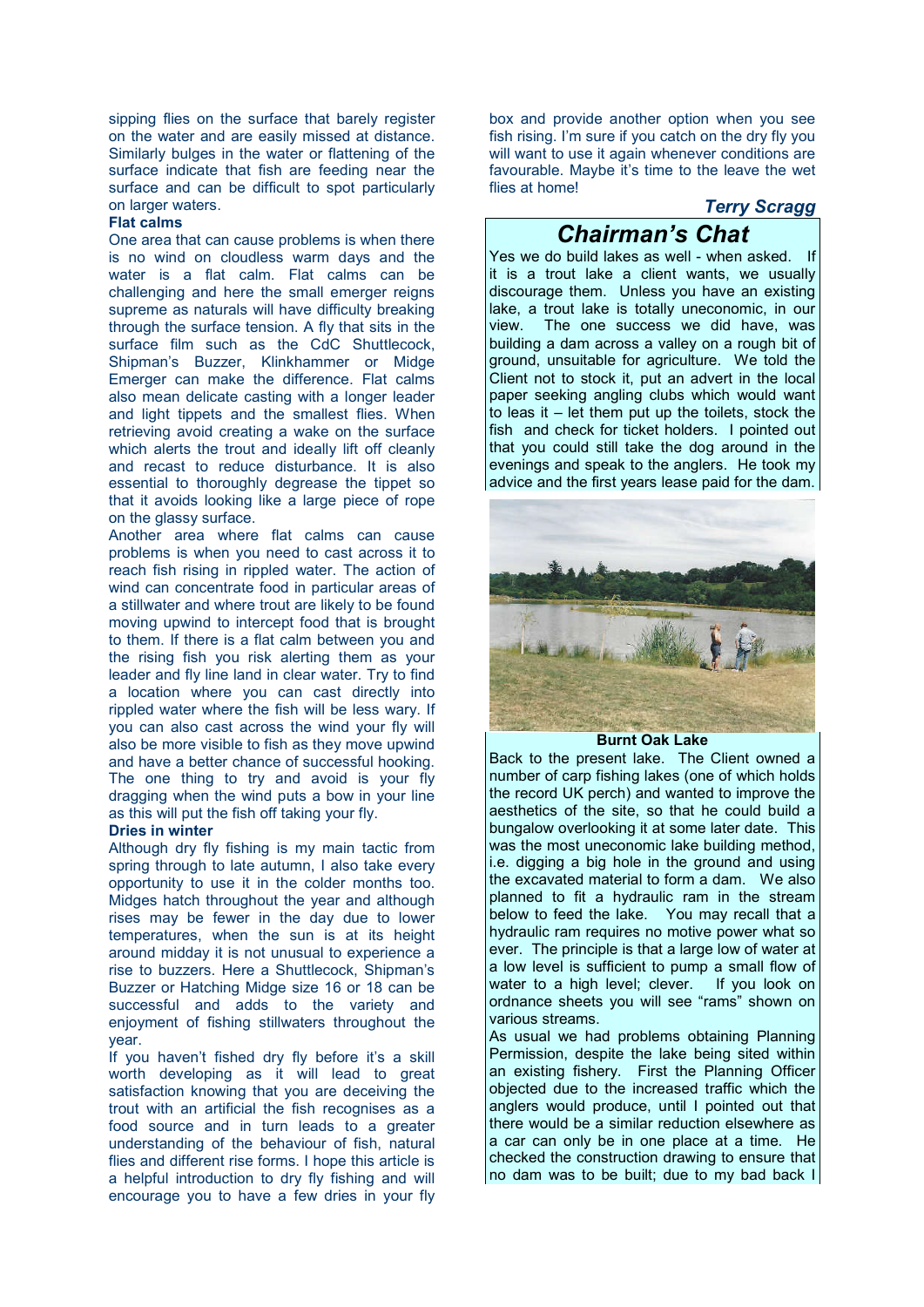sipping flies on the surface that barely register on the water and are easily missed at distance. Similarly bulges in the water or flattening of the surface indicate that fish are feeding near the surface and can be difficult to spot particularly on larger waters.

**Flat calms**

One area that can cause problems is when there is no wind on cloudless warm days and the water is a flat calm. Flat calms can be challenging and here the small emerger reigns supreme as naturals will have difficulty breaking through the surface tension. A fly that sits in the surface film such as the CdC Shuttlecock, Shipman's Buzzer, Klinkhammer or Midge Emerger can make the difference. Flat calms also mean delicate casting with a longer leader and light tippets and the smallest flies. When retrieving avoid creating a wake on the surface which alerts the trout and ideally lift off cleanly and recast to reduce disturbance. It is also essential to thoroughly degrease the tippet so that it avoids looking like a large piece of rope on the glassy surface.

Another area where flat calms can cause problems is when you need to cast across it to reach fish rising in rippled water. The action of wind can concentrate food in particular areas of a stillwater and where trout are likely to be found moving upwind to intercept food that is brought to them. If there is a flat calm between you and the rising fish you risk alerting them as your leader and fly line land in clear water. Try to find a location where you can cast directly into rippled water where the fish will be less wary. If you can also cast across the wind your fly will also be more visible to fish as they move upwind and have a better chance of successful hooking. The one thing to try and avoid is your fly dragging when the wind puts a bow in your line as this will put the fish off taking your fly.

**Dries in winter**

Although dry fly fishing is my main tactic from spring through to late autumn, I also take every opportunity to use it in the colder months too. Midges hatch throughout the year and although rises may be fewer in the day due to lower temperatures, when the sun is at its height around midday it is not unusual to experience a rise to buzzers. Here a Shuttlecock, Shipman's Buzzer or Hatching Midge size 16 or 18 can be successful and adds to the variety and enjoyment of fishing stillwaters throughout the year.

If you haven't fished dry fly before it's a skill worth developing as it will lead to great satisfaction knowing that you are deceiving the trout with an artificial the fish recognises as a food source and in turn leads to a greater understanding of the behaviour of fish, natural flies and different rise forms. I hope this article is a helpful introduction to dry fly fishing and will encourage you to have a few dries in your fly box and provide another option when you see fish rising. I'm sure if you catch on the dry fly you will want to use it again whenever conditions are favourable. Maybe it's time to the leave the wet flies at home!

***Terry Scragg***

## *Chairman's Chat*

Yes we do build lakes as well - when asked. If it is a trout lake a client wants, we usually discourage them. Unless you have an existing lake, a trout lake is totally uneconomic, in our view. The one success we did have, was building a dam across a valley on a rough bit of ground, unsuitable for agriculture. We told the Client not to stock it, put an advert in the local paper seeking angling clubs which would want to leas it – let them put up the toilets, stock the fish and check for ticket holders. I pointed out that you could still take the dog around in the evenings and speak to the anglers. He took my advice and the first years lease paid for the dam.

**Burnt Oak Lake**

Back to the present lake. The Client owned a number of carp fishing lakes (one of which holds the record UK perch) and wanted to improve the aesthetics of the site, so that he could build a bungalow overlooking it at some later date. This was the most uneconomic lake building method, i.e. digging a big hole in the ground and using the excavated material to form a dam. We also planned to fit a hydraulic ram in the stream below to feed the lake. You may recall that a hydraulic ram requires no motive power what so ever. The principle is that a large low of water at a low level is sufficient to pump a small flow of water to a high level; clever. If you look on ordnance sheets you will see "rams" shown on various streams.

As usual we had problems obtaining Planning Permission, despite the lake being sited within an existing fishery. First the Planning Officer objected due to the increased traffic which the anglers would produce, until I pointed out that there would be a similar reduction elsewhere as a car can only be in one place at a time. He checked the construction drawing to ensure that no dam was to be built; due to my bad back I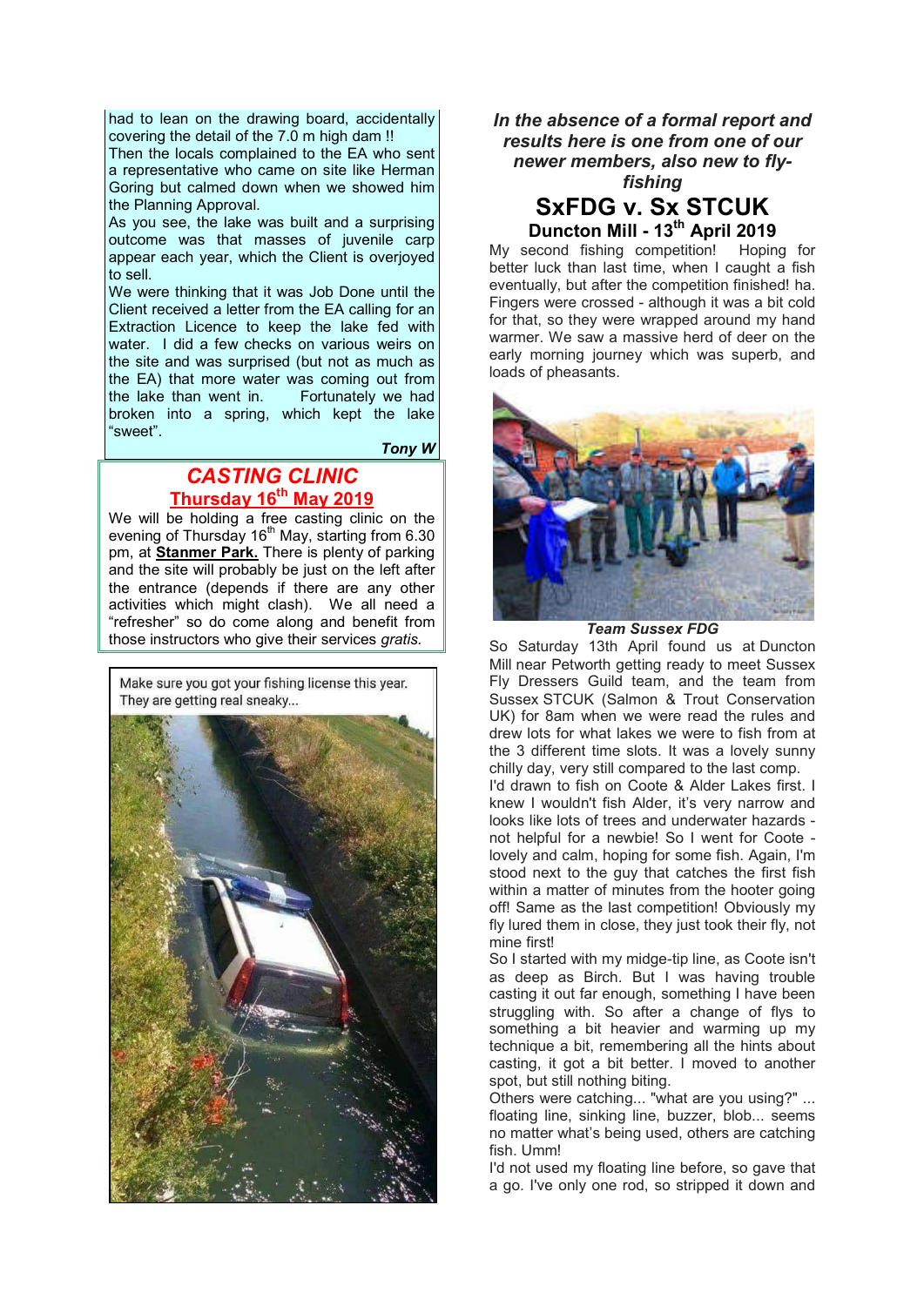had to lean on the drawing board, accidentally covering the detail of the 7.0 m high dam !!
Then the locals complained to the EA who sent a representative who came on site like Herman Goring but calmed down when we showed him the Planning Approval.
As you see, the lake was built and a surprising outcome was that masses of juvenile carp appear each year, which the Client is overjoyed to sell.
We were thinking that it was Job Done until the Client received a letter from the EA calling for an Extraction Licence to keep the lake fed with water. I did a few checks on various weirs on the site and was surprised (but not as much as the EA) that more water was coming out from the lake than went in. Fortunately we had broken into a spring, which kept the lake "sweet".

***Tony W***

## *CASTING CLINIC*

### Thursday 16th May 2019

We will be holding a free casting clinic on the evening of Thursday 16th May, starting from 6.30 pm, at **Stanmer Park.** There is plenty of parking and the site will probably be just on the left after the entrance (depends if there are any other activities which might clash). We all need a "refresher" so do come along and benefit from those instructors who give their services *gratis.*

Make sure you got your fishing license this year. They are getting real sneaky...

***In the absence of a formal report and results here is one from one of our newer members, also new to fly-fishing***

## SxFDG v. Sx STCUK

### Duncton Mill - 13th April 2019

My second fishing competition! Hoping for better luck than last time, when I caught a fish eventually, but after the competition finished! ha. Fingers were crossed - although it was a bit cold for that, so they were wrapped around my hand warmer. We saw a massive herd of deer on the early morning journey which was superb, and loads of pheasants.

***Team Sussex FDG***

So Saturday 13th April found us at Duncton Mill near Petworth getting ready to meet Sussex Fly Dressers Guild team, and the team from Sussex STCUK (Salmon & Trout Conservation UK) for 8am when we were read the rules and drew lots for what lakes we were to fish from at the 3 different time slots. It was a lovely sunny chilly day, very still compared to the last comp.
I'd drawn to fish on Coote & Alder Lakes first. I knew I wouldn't fish Alder, it's very narrow and looks like lots of trees and underwater hazards - not helpful for a newbie! So I went for Coote - lovely and calm, hoping for some fish. Again, I'm stood next to the guy that catches the first fish within a matter of minutes from the hooter going off! Same as the last competition! Obviously my fly lured them in close, they just took their fly, not mine first!
So I started with my midge-tip line, as Coote isn't as deep as Birch. But I was having trouble casting it out far enough, something I have been struggling with. So after a change of flys to something a bit heavier and warming up my technique a bit, remembering all the hints about casting, it got a bit better. I moved to another spot, but still nothing biting.
Others were catching... "what are you using?" ... floating line, sinking line, buzzer, blob... seems no matter what's being used, others are catching fish. Umm!
I'd not used my floating line before, so gave that a go. I've only one rod, so stripped it down and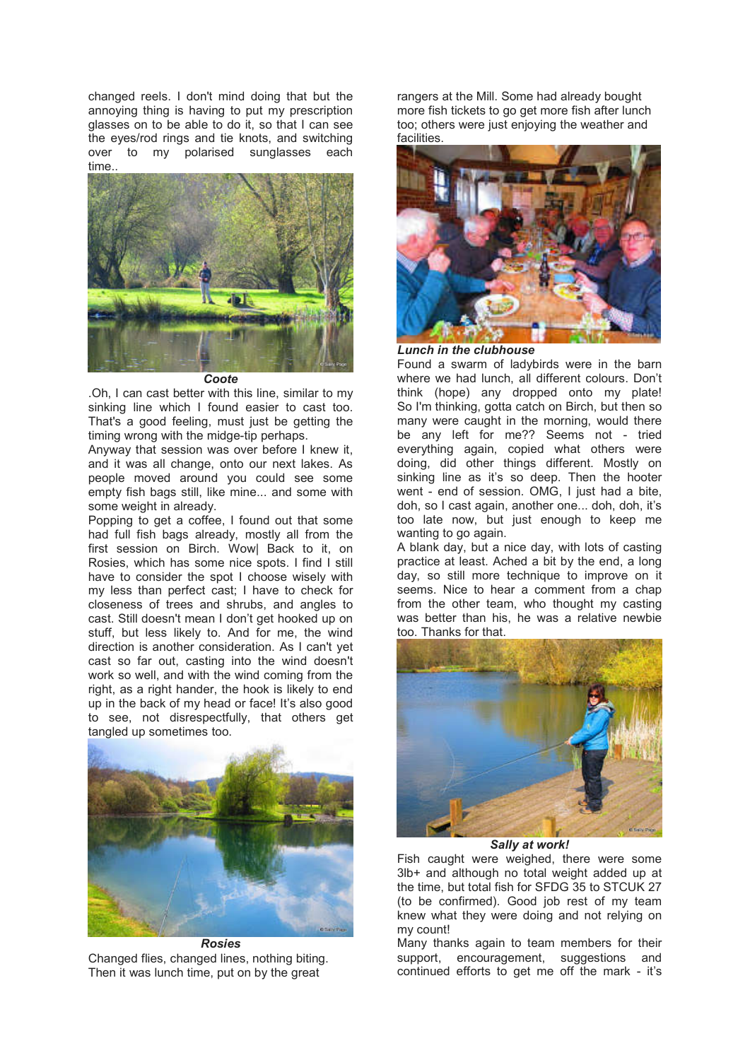changed reels. I don't mind doing that but the annoying thing is having to put my prescription glasses on to be able to do it, so that I can see the eyes/rod rings and tie knots, and switching over to my polarised sunglasses each time..

***Coote***

.Oh, I can cast better with this line, similar to my sinking line which I found easier to cast too. That's a good feeling, must just be getting the timing wrong with the midge-tip perhaps.

Anyway that session was over before I knew it, and it was all change, onto our next lakes. As people moved around you could see some empty fish bags still, like mine... and some with some weight in already.

Popping to get a coffee, I found out that some had full fish bags already, mostly all from the first session on Birch. Wow| Back to it, on Rosies, which has some nice spots. I find I still have to consider the spot I choose wisely with my less than perfect cast; I have to check for closeness of trees and shrubs, and angles to cast. Still doesn't mean I don't get hooked up on stuff, but less likely to. And for me, the wind direction is another consideration. As I can't yet cast so far out, casting into the wind doesn't work so well, and with the wind coming from the right, as a right hander, the hook is likely to end up in the back of my head or face! It's also good to see, not disrespectfully, that others get tangled up sometimes too.

***Rosies***

Changed flies, changed lines, nothing biting. Then it was lunch time, put on by the great rangers at the Mill. Some had already bought more fish tickets to go get more fish after lunch too; others were just enjoying the weather and facilities.

***Lunch in the clubhouse***

Found a swarm of ladybirds were in the barn where we had lunch, all different colours. Don't think (hope) any dropped onto my plate! So I'm thinking, gotta catch on Birch, but then so many were caught in the morning, would there be any left for me?? Seems not - tried everything again, copied what others were doing, did other things different. Mostly on sinking line as it's so deep. Then the hooter went - end of session. OMG, I just had a bite, doh, so I cast again, another one... doh, doh, it's too late now, but just enough to keep me wanting to go again.

A blank day, but a nice day, with lots of casting practice at least. Ached a bit by the end, a long day, so still more technique to improve on it seems. Nice to hear a comment from a chap from the other team, who thought my casting was better than his, he was a relative newbie too. Thanks for that.

***Sally at work!***

Fish caught were weighed, there were some 3lb+ and although no total weight added up at the time, but total fish for SFDG 35 to STCUK 27 (to be confirmed). Good job rest of my team knew what they were doing and not relying on my count!

Many thanks again to team members for their support, encouragement, suggestions and continued efforts to get me off the mark - it's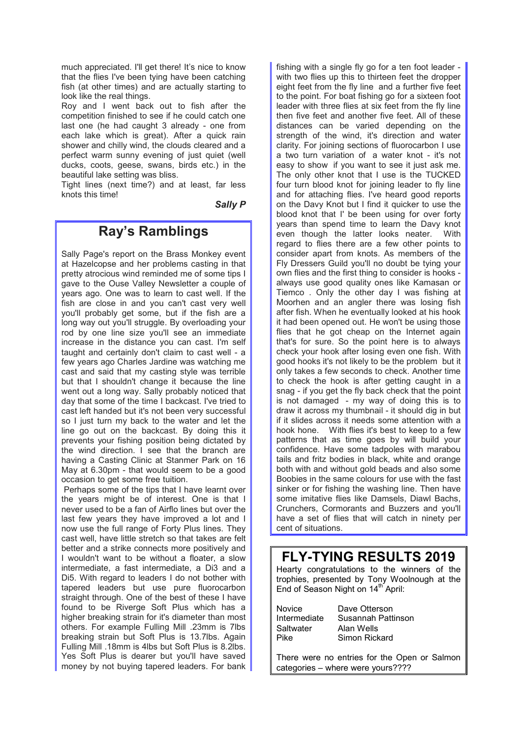much appreciated. I'll get there! It's nice to know that the flies I've been tying have been catching fish (at other times) and are actually starting to look like the real things.

Roy and I went back out to fish after the competition finished to see if he could catch one last one (he had caught 3 already - one from each lake which is great). After a quick rain shower and chilly wind, the clouds cleared and a perfect warm sunny evening of just quiet (well ducks, coots, geese, swans, birds etc.) in the beautiful lake setting was bliss.

Tight lines (next time?) and at least, far less knots this time!

***Sally P***

## Ray's Ramblings

Sally Page's report on the Brass Monkey event at Hazelcopse and her problems casting in that pretty atrocious wind reminded me of some tips I gave to the Ouse Valley Newsletter a couple of years ago. One was to learn to cast well. If the fish are close in and you can't cast very well you'll probably get some, but if the fish are a long way out you'll struggle. By overloading your rod by one line size you'll see an immediate increase in the distance you can cast. I'm self taught and certainly don't claim to cast well - a few years ago Charles Jardine was watching me cast and said that my casting style was terrible but that I shouldn't change it because the line went out a long way. Sally probably noticed that day that some of the time I backcast. I've tried to cast left handed but it's not been very successful so I just turn my back to the water and let the line go out on the backcast. By doing this it prevents your fishing position being dictated by the wind direction. I see that the branch are having a Casting Clinic at Stanmer Park on 16 May at 6.30pm - that would seem to be a good occasion to get some free tuition.

Perhaps some of the tips that I have learnt over the years might be of interest. One is that I never used to be a fan of Airflo lines but over the last few years they have improved a lot and I now use the full range of Forty Plus lines. They cast well, have little stretch so that takes are felt better and a strike connects more positively and I wouldn't want to be without a floater, a slow intermediate, a fast intermediate, a Di3 and a Di5. With regard to leaders I do not bother with tapered leaders but use pure fluorocarbon straight through. One of the best of these I have found to be Riverge Soft Plus which has a higher breaking strain for it's diameter than most others. For example Fulling Mill .23mm is 7lbs breaking strain but Soft Plus is 13.7lbs. Again Fulling Mill .18mm is 4lbs but Soft Plus is 8.2lbs. Yes Soft Plus is dearer but you'll have saved money by not buying tapered leaders. For bank fishing with a single fly go for a ten foot leader - with two flies up this to thirteen feet the dropper eight feet from the fly line and a further five feet to the point. For boat fishing go for a sixteen foot leader with three flies at six feet from the fly line then five feet and another five feet. All of these distances can be varied depending on the strength of the wind, it's direction and water clarity. For joining sections of fluorocarbon I use a two turn variation of a water knot - it's not easy to show if you want to see it just ask me. The only other knot that I use is the TUCKED four turn blood knot for joining leader to fly line and for attaching flies. I've heard good reports on the Davy Knot but I find it quicker to use the blood knot that I' be been using for over forty years than spend time to learn the Davy knot even though the latter looks neater. With regard to flies there are a few other points to consider apart from knots. As members of the Fly Dressers Guild you'll no doubt be tying your own flies and the first thing to consider is hooks - always use good quality ones like Kamasan or Tiemco . Only the other day I was fishing at Moorhen and an angler there was losing fish after fish. When he eventually looked at his hook it had been opened out. He won't be using those flies that he got cheap on the Internet again that's for sure. So the point here is to always check your hook after losing even one fish. With good hooks it's not likely to be the problem but it only takes a few seconds to check. Another time to check the hook is after getting caught in a snag - if you get the fly back check that the point is not damaged - my way of doing this is to draw it across my thumbnail - it should dig in but if it slides across it needs some attention with a hook hone. With flies it's best to keep to a few patterns that as time goes by will build your confidence. Have some tadpoles with marabou tails and fritz bodies in black, white and orange both with and without gold beads and also some Boobies in the same colours for use with the fast sinker or for fishing the washing line. Then have some imitative flies like Damsels, Diawl Bachs, Crunchers, Cormorants and Buzzers and you'll have a set of flies that will catch in ninety per cent of situations.

## FLY-TYING RESULTS 2019

Hearty congratulations to the winners of the trophies, presented by Tony Woolnough at the End of Season Night on 14th April:

| | |
|---|---|
| Novice | Dave Otterson |
| Intermediate | Susannah Pattinson |
| Saltwater | Alan Wells |
| Pike | Simon Rickard |

There were no entries for the Open or Salmon categories – where were yours????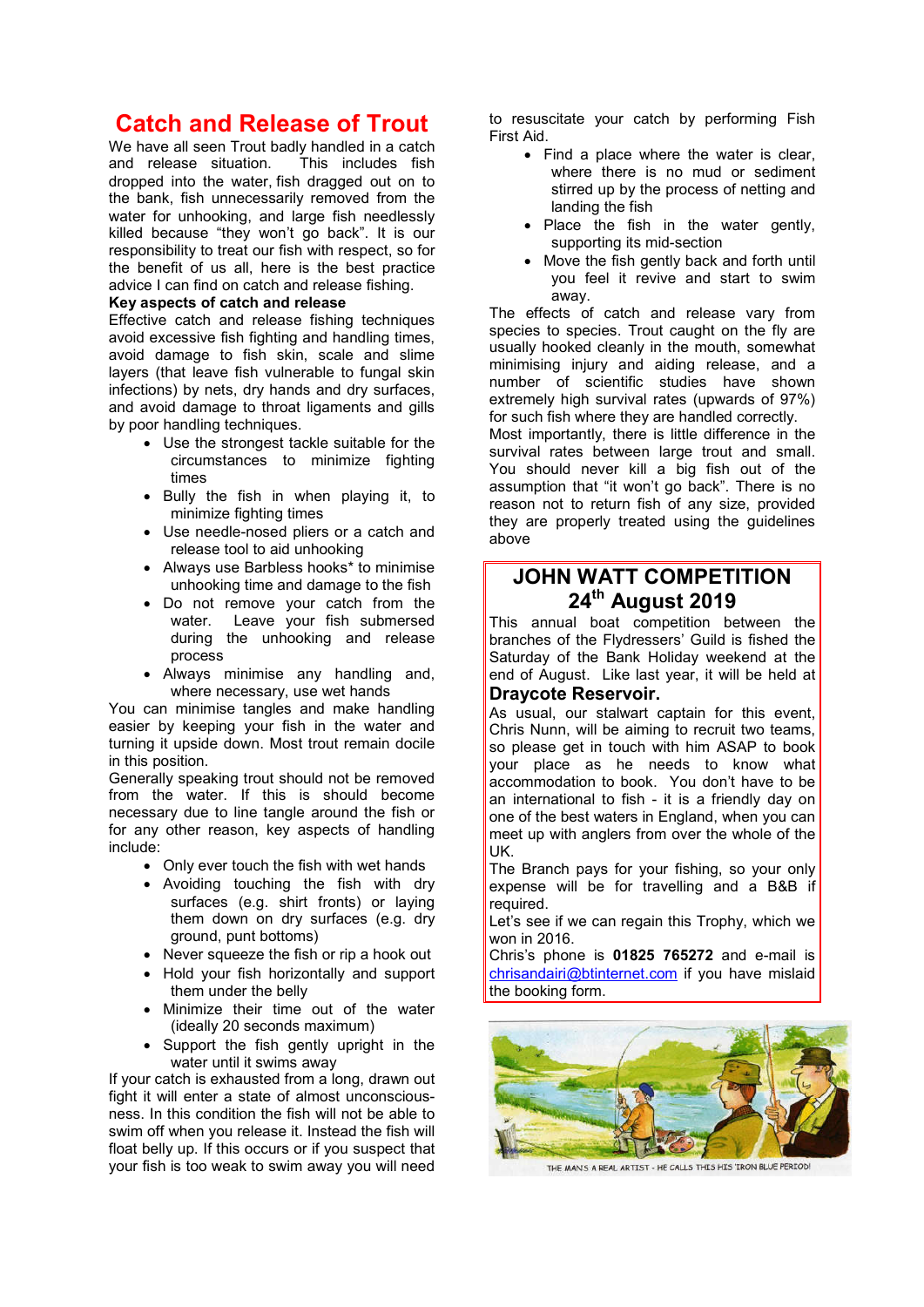# Catch and Release of Trout

We have all seen Trout badly handled in a catch and release situation. This includes fish dropped into the water, fish dragged out on to the bank, fish unnecessarily removed from the water for unhooking, and large fish needlessly killed because "they won't go back". It is our responsibility to treat our fish with respect, so for the benefit of us all, here is the best practice advice I can find on catch and release fishing.

**Key aspects of catch and release**

Effective catch and release fishing techniques avoid excessive fish fighting and handling times, avoid damage to fish skin, scale and slime layers (that leave fish vulnerable to fungal skin infections) by nets, dry hands and dry surfaces, and avoid damage to throat ligaments and gills by poor handling techniques.

- Use the strongest tackle suitable for the circumstances to minimize fighting times
- Bully the fish in when playing it, to minimize fighting times
- Use needle-nosed pliers or a catch and release tool to aid unhooking
- Always use Barbless hooks* to minimise unhooking time and damage to the fish
- Do not remove your catch from the water. Leave your fish submersed during the unhooking and release process
- Always minimise any handling and, where necessary, use wet hands

You can minimise tangles and make handling easier by keeping your fish in the water and turning it upside down. Most trout remain docile in this position.

Generally speaking trout should not be removed from the water. If this is should become necessary due to line tangle around the fish or for any other reason, key aspects of handling include:

- Only ever touch the fish with wet hands
- Avoiding touching the fish with dry surfaces (e.g. shirt fronts) or laying them down on dry surfaces (e.g. dry ground, punt bottoms)
- Never squeeze the fish or rip a hook out
- Hold your fish horizontally and support them under the belly
- Minimize their time out of the water (ideally 20 seconds maximum)
- Support the fish gently upright in the water until it swims away

If your catch is exhausted from a long, drawn out fight it will enter a state of almost unconsciousness. In this condition the fish will not be able to swim off when you release it. Instead the fish will float belly up. If this occurs or if you suspect that your fish is too weak to swim away you will need to resuscitate your catch by performing Fish First Aid.

- Find a place where the water is clear, where there is no mud or sediment stirred up by the process of netting and landing the fish
- Place the fish in the water gently, supporting its mid-section
- Move the fish gently back and forth until you feel it revive and start to swim away.

The effects of catch and release vary from species to species. Trout caught on the fly are usually hooked cleanly in the mouth, somewhat minimising injury and aiding release, and a number of scientific studies have shown extremely high survival rates (upwards of 97%) for such fish where they are handled correctly.

Most importantly, there is little difference in the survival rates between large trout and small. You should never kill a big fish out of the assumption that "it won't go back". There is no reason not to return fish of any size, provided they are properly treated using the guidelines above

## JOHN WATT COMPETITION 24th August 2019

This annual boat competition between the branches of the Flydressers' Guild is fished the Saturday of the Bank Holiday weekend at the end of August. Like last year, it will be held at

**Draycote Reservoir.**

As usual, our stalwart captain for this event, Chris Nunn, will be aiming to recruit two teams, so please get in touch with him ASAP to book your place as he needs to know what accommodation to book. You don't have to be an international to fish - it is a friendly day on one of the best waters in England, when you can meet up with anglers from over the whole of the UK.

The Branch pays for your fishing, so your only expense will be for travelling and a B&B if required.

Let's see if we can regain this Trophy, which we won in 2016.

Chris's phone is **01825 765272** and e-mail is chrisandairi@btinternet.com if you have mislaid the booking form.

THE MAN'S A REAL ARTIST - HE CALLS THIS HIS 'IRON BLUE PERIOD'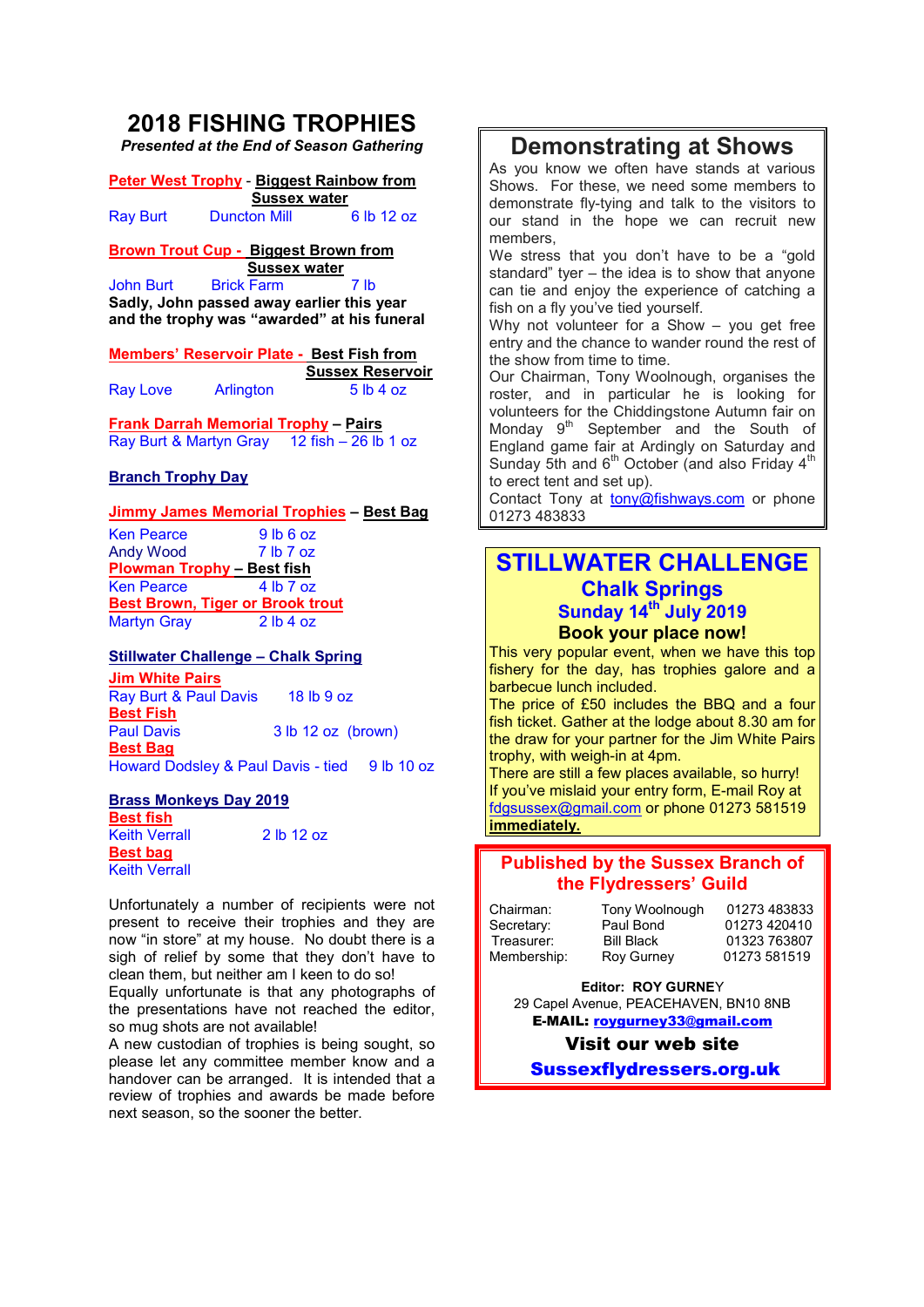# 2018 FISHING TROPHIES

*Presented at the End of Season Gathering*

**Peter West Trophy** - **Biggest Rainbow from Sussex water**

Ray Burt Duncton Mill 6 lb 12 oz

**Brown Trout Cup** - **Biggest Brown from Sussex water**

John Burt Brick Farm 7 lb

**Sadly, John passed away earlier this year and the trophy was "awarded" at his funeral**

**Members' Reservoir Plate** - **Best Fish from Sussex Reservoir**

Ray Love Arlington 5 lb 4 oz

**Frank Darrah Memorial Trophy** – **Pairs**

Ray Burt & Martyn Gray 12 fish – 26 lb 1 oz

**Branch Trophy Day**

**Jimmy James Memorial Trophies** – **Best Bag**

Ken Pearce 9 lb 6 oz

Andy Wood 7 lb 7 oz

**Plowman Trophy** – **Best fish**

Ken Pearce 4 lb 7 oz

**Best Brown, Tiger or Brook trout**

Martyn Gray 2 lb 4 oz

**Stillwater Challenge – Chalk Spring**

**Jim White Pairs**

Ray Burt & Paul Davis 18 lb 9 oz

**Best Fish**

Paul Davis 3 lb 12 oz (brown)

**Best Bag**

Howard Dodsley & Paul Davis - tied 9 lb 10 oz

**Brass Monkeys Day 2019**

**Best fish**

Keith Verrall 2 lb 12 oz

**Best bag**

Keith Verrall

Unfortunately a number of recipients were not present to receive their trophies and they are now "in store" at my house. No doubt there is a sigh of relief by some that they don't have to clean them, but neither am I keen to do so!

Equally unfortunate is that any photographs of the presentations have not reached the editor, so mug shots are not available!

A new custodian of trophies is being sought, so please let any committee member know and a handover can be arranged. It is intended that a review of trophies and awards be made before next season, so the sooner the better.

# Demonstrating at Shows

As you know we often have stands at various Shows. For these, we need some members to demonstrate fly-tying and talk to the visitors to our stand in the hope we can recruit new members,

We stress that you don't have to be a "gold standard" tyer – the idea is to show that anyone can tie and enjoy the experience of catching a fish on a fly you've tied yourself.

Why not volunteer for a Show – you get free entry and the chance to wander round the rest of the show from time to time.

Our Chairman, Tony Woolnough, organises the roster, and in particular he is looking for volunteers for the Chiddingstone Autumn fair on Monday 9th September and the South of England game fair at Ardingly on Saturday and Sunday 5th and 6th October (and also Friday 4th to erect tent and set up).

Contact Tony at tony@fishways.com or phone 01273 483833

# STILLWATER CHALLENGE

## Chalk Springs

### Sunday 14th July 2019

**Book your place now!**

This very popular event, when we have this top fishery for the day, has trophies galore and a barbecue lunch included.

The price of £50 includes the BBQ and a four fish ticket. Gather at the lodge about 8.30 am for the draw for your partner for the Jim White Pairs trophy, with weigh-in at 4pm.

There are still a few places available, so hurry!

If you've mislaid your entry form, E-mail Roy at fdgsussex@gmail.com or phone 01273 581519 **immediately.**

## Published by the Sussex Branch of the Flydressers' Guild

| | | |
|---|---|---|
| Chairman: | Tony Woolnough | 01273 483833 |
| Secretary: | Paul Bond | 01273 420410 |
| Treasurer: | Bill Black | 01323 763807 |
| Membership: | Roy Gurney | 01273 581519 |

**Editor: ROY GURNEY**

29 Capel Avenue, PEACEHAVEN, BN10 8NB

**E-MAIL: roygurney33@gmail.com**

**Visit our web site**

**Sussexflydressers.org.uk**